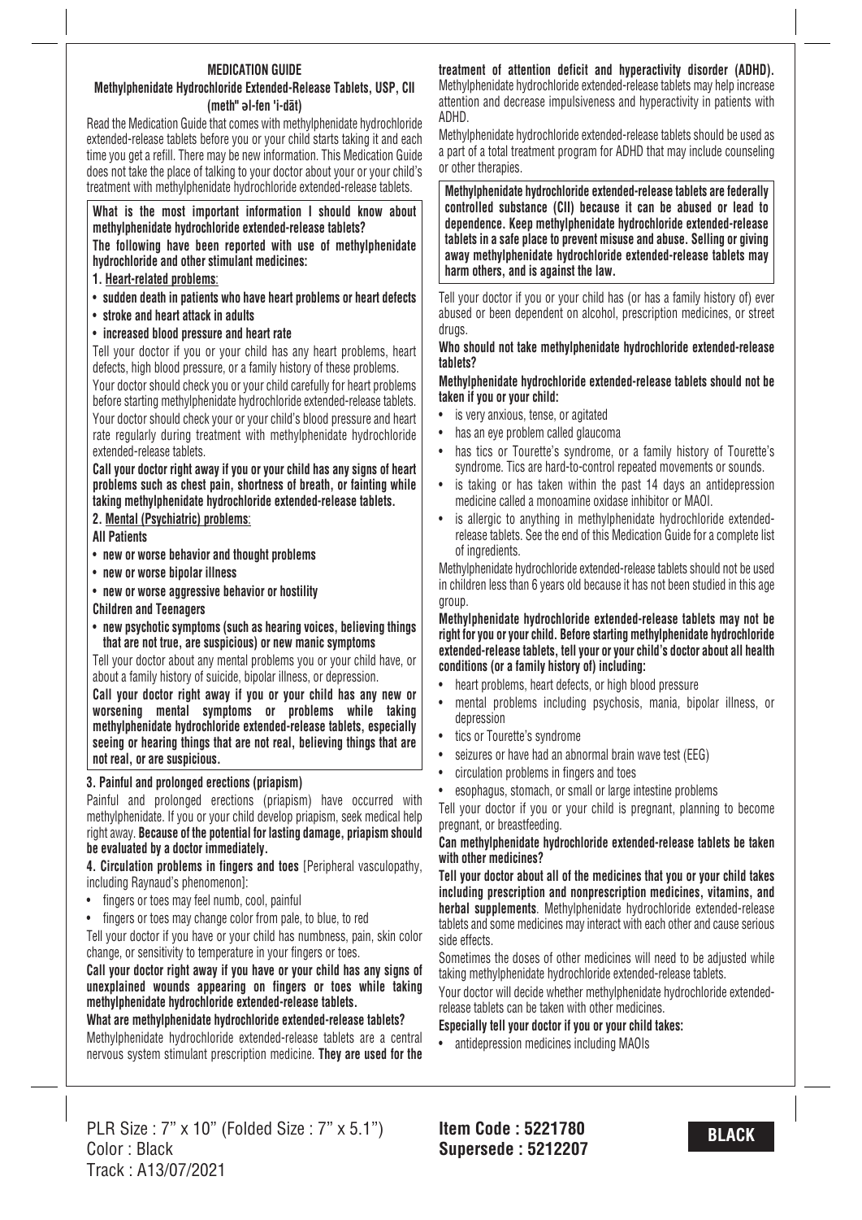# MEDICATION GUIDE

## Methylphenidate Hydrochloride Extended-Release Tablets, USP, CII

**(meth" əl-fen 'i-dāt)**

Read the Medication Guide that comes with methylphenidate hydrochloride extended-release tablets before you or your child starts taking it and each time you get a refill. There may be new information. This Medication Guide does not take the place of talking to your doctor about your or your child's treatment with methylphenidate hydrochloride extended-release tablets.

**What is the most important information I should know about methylphenidate hydrochloride extended-release tablets?**

**The following have been reported with use of methylphenidate hydrochloride and other stimulant medicines:**

**1. Heart-related problems:**

- **sudden death in patients who have heart problems or heart defects**
- **stroke and heart attack in adults**
- **increased blood pressure and heart rate**

Tell your doctor if you or your child has any heart problems, heart defects, high blood pressure, or a family history of these problems.

Your doctor should check you or your child carefully for heart problems before starting methylphenidate hydrochloride extended-release tablets.

Your doctor should check your or your child's blood pressure and heart rate regularly during treatment with methylphenidate hydrochloride extended-release tablets.

**Call your doctor right away if you or your child has any signs of heart problems such as chest pain, shortness of breath, or fainting while taking methylphenidate hydrochloride extended-release tablets.**

**2. Mental (Psychiatric) problems:**

**All Patients**

- **new or worse behavior and thought problems**
- **new or worse bipolar illness**
- **new or worse aggressive behavior or hostility**

**Children and Teenagers**

- **new psychotic symptoms (such as hearing voices, believing things that are not true, are suspicious) or new manic symptoms**

Tell your doctor about any mental problems you or your child have, or about a family history of suicide, bipolar illness, or depression.

**Call your doctor right away if you or your child has any new or worsening mental symptoms or problems while taking methylphenidate hydrochloride extended-release tablets, especially seeing or hearing things that are not real, believing things that are not real, or are suspicious.**

**3. Painful and prolonged erections (priapism)**

Painful and prolonged erections (priapism) have occurred with methylphenidate. If you or your child develop priapism, seek medical help right away. **Because of the potential for lasting damage, priapism should be evaluated by a doctor immediately.**

**4. Circulation problems in fingers and toes** [Peripheral vasculopathy, including Raynaud's phenomenon]:

- fingers or toes may feel numb, cool, painful
- fingers or toes may change color from pale, to blue, to red

Tell your doctor if you have or your child has numbness, pain, skin color change, or sensitivity to temperature in your fingers or toes.

**Call your doctor right away if you have or your child has any signs of unexplained wounds appearing on fingers or toes while taking methylphenidate hydrochloride extended-release tablets.**

**What are methylphenidate hydrochloride extended-release tablets?**

Methylphenidate hydrochloride extended-release tablets are a central nervous system stimulant prescription medicine. **They are used for the treatment of attention deficit and hyperactivity disorder (ADHD).** Methylphenidate hydrochloride extended-release tablets may help increase attention and decrease impulsiveness and hyperactivity in patients with ADHD.

Methylphenidate hydrochloride extended-release tablets should be used as a part of a total treatment program for ADHD that may include counseling or other therapies.

**Methylphenidate hydrochloride extended-release tablets are federally controlled substance (CII) because it can be abused or lead to dependence. Keep methylphenidate hydrochloride extended-release tablets in a safe place to prevent misuse and abuse. Selling or giving away methylphenidate hydrochloride extended-release tablets may harm others, and is against the law.**

Tell your doctor if you or your child has (or has a family history of) ever abused or been dependent on alcohol, prescription medicines, or street drugs.

**Who should not take methylphenidate hydrochloride extended-release tablets?**

**Methylphenidate hydrochloride extended-release tablets should not be taken if you or your child:**

- is very anxious, tense, or agitated
- has an eye problem called glaucoma
- has tics or Tourette's syndrome, or a family history of Tourette's syndrome. Tics are hard-to-control repeated movements or sounds.
- is taking or has taken within the past 14 days an antidepression medicine called a monoamine oxidase inhibitor or MAOI.
- is allergic to anything in methylphenidate hydrochloride extended-release tablets. See the end of this Medication Guide for a complete list of ingredients.

Methylphenidate hydrochloride extended-release tablets should not be used in children less than 6 years old because it has not been studied in this age group.

**Methylphenidate hydrochloride extended-release tablets may not be right for you or your child. Before starting methylphenidate hydrochloride extended-release tablets, tell your or your child's doctor about all health conditions (or a family history of) including:**

- heart problems, heart defects, or high blood pressure
- mental problems including psychosis, mania, bipolar illness, or depression
- tics or Tourette's syndrome
- seizures or have had an abnormal brain wave test (EEG)
- circulation problems in fingers and toes
- esophagus, stomach, or small or large intestine problems

Tell your doctor if you or your child is pregnant, planning to become pregnant, or breastfeeding.

**Can methylphenidate hydrochloride extended-release tablets be taken with other medicines?**

**Tell your doctor about all of the medicines that you or your child takes including prescription and nonprescription medicines, vitamins, and herbal supplements**. Methylphenidate hydrochloride extended-release tablets and some medicines may interact with each other and cause serious side effects.

Sometimes the doses of other medicines will need to be adjusted while taking methylphenidate hydrochloride extended-release tablets.

Your doctor will decide whether methylphenidate hydrochloride extended-release tablets can be taken with other medicines.

**Especially tell your doctor if you or your child takes:**

- antidepression medicines including MAOIs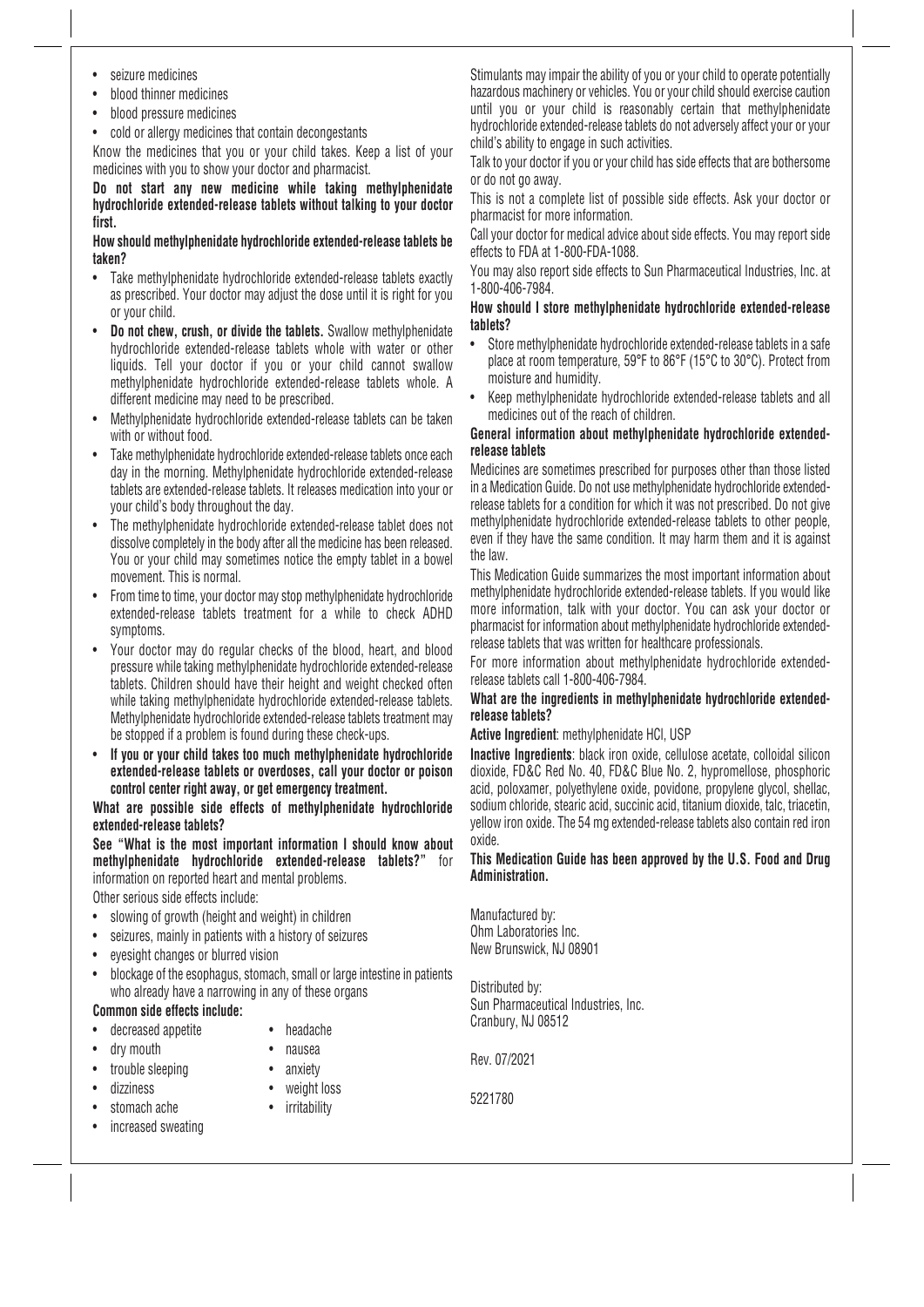- seizure medicines
- blood thinner medicines
- blood pressure medicines
- cold or allergy medicines that contain decongestants

Know the medicines that you or your child takes. Keep a list of your medicines with you to show your doctor and pharmacist.

**Do not start any new medicine while taking methylphenidate hydrochloride extended-release tablets without talking to your doctor first.**

**How should methylphenidate hydrochloride extended-release tablets be taken?**

- Take methylphenidate hydrochloride extended-release tablets exactly as prescribed. Your doctor may adjust the dose until it is right for you or your child.
- **Do not chew, crush, or divide the tablets.** Swallow methylphenidate hydrochloride extended-release tablets whole with water or other liquids. Tell your doctor if you or your child cannot swallow methylphenidate hydrochloride extended-release tablets whole. A different medicine may need to be prescribed.
- Methylphenidate hydrochloride extended-release tablets can be taken with or without food.
- Take methylphenidate hydrochloride extended-release tablets once each day in the morning. Methylphenidate hydrochloride extended-release tablets are extended-release tablets. It releases medication into your or your child's body throughout the day.
- The methylphenidate hydrochloride extended-release tablet does not dissolve completely in the body after all the medicine has been released. You or your child may sometimes notice the empty tablet in a bowel movement. This is normal.
- From time to time, your doctor may stop methylphenidate hydrochloride extended-release tablets treatment for a while to check ADHD symptoms.
- Your doctor may do regular checks of the blood, heart, and blood pressure while taking methylphenidate hydrochloride extended-release tablets. Children should have their height and weight checked often while taking methylphenidate hydrochloride extended-release tablets. Methylphenidate hydrochloride extended-release tablets treatment may be stopped if a problem is found during these check-ups.
- **If you or your child takes too much methylphenidate hydrochloride extended-release tablets or overdoses, call your doctor or poison control center right away, or get emergency treatment.**

**What are possible side effects of methylphenidate hydrochloride extended-release tablets?**

**See "What is the most important information I should know about methylphenidate hydrochloride extended-release tablets?"** for information on reported heart and mental problems.

Other serious side effects include:

- slowing of growth (height and weight) in children
- seizures, mainly in patients with a history of seizures
- eyesight changes or blurred vision
- blockage of the esophagus, stomach, small or large intestine in patients who already have a narrowing in any of these organs

**Common side effects include:**

- decreased appetite
- dry mouth
- trouble sleeping
- dizziness
- stomach ache
- increased sweating
- headache
- nausea
- anxiety
- weight loss
- irritability

Stimulants may impair the ability of you or your child to operate potentially hazardous machinery or vehicles. You or your child should exercise caution until you or your child is reasonably certain that methylphenidate hydrochloride extended-release tablets do not adversely affect your or your child's ability to engage in such activities.

Talk to your doctor if you or your child has side effects that are bothersome or do not go away.

This is not a complete list of possible side effects. Ask your doctor or pharmacist for more information.

Call your doctor for medical advice about side effects. You may report side effects to FDA at 1-800-FDA-1088.

You may also report side effects to Sun Pharmaceutical Industries, Inc. at 1-800-406-7984.

**How should I store methylphenidate hydrochloride extended-release tablets?**

- Store methylphenidate hydrochloride extended-release tablets in a safe place at room temperature, 59°F to 86°F (15°C to 30°C). Protect from moisture and humidity.
- Keep methylphenidate hydrochloride extended-release tablets and all medicines out of the reach of children.

**General information about methylphenidate hydrochloride extended-release tablets**

Medicines are sometimes prescribed for purposes other than those listed in a Medication Guide. Do not use methylphenidate hydrochloride extended-release tablets for a condition for which it was not prescribed. Do not give methylphenidate hydrochloride extended-release tablets to other people, even if they have the same condition. It may harm them and it is against the law.

This Medication Guide summarizes the most important information about methylphenidate hydrochloride extended-release tablets. If you would like more information, talk with your doctor. You can ask your doctor or pharmacist for information about methylphenidate hydrochloride extended-release tablets that was written for healthcare professionals.

For more information about methylphenidate hydrochloride extended-release tablets call 1-800-406-7984.

**What are the ingredients in methylphenidate hydrochloride extended-release tablets?**

**Active Ingredient**: methylphenidate HCl, USP

**Inactive Ingredients**: black iron oxide, cellulose acetate, colloidal silicon dioxide, FD&C Red No. 40, FD&C Blue No. 2, hypromellose, phosphoric acid, poloxamer, polyethylene oxide, povidone, propylene glycol, shellac, sodium chloride, stearic acid, succinic acid, titanium dioxide, talc, triacetin, yellow iron oxide. The 54 mg extended-release tablets also contain red iron oxide.

**This Medication Guide has been approved by the U.S. Food and Drug Administration.**

Manufactured by:
Ohm Laboratories Inc.
New Brunswick, NJ 08901

Distributed by:
Sun Pharmaceutical Industries, Inc.
Cranbury, NJ 08512

Rev. 07/2021

5221780